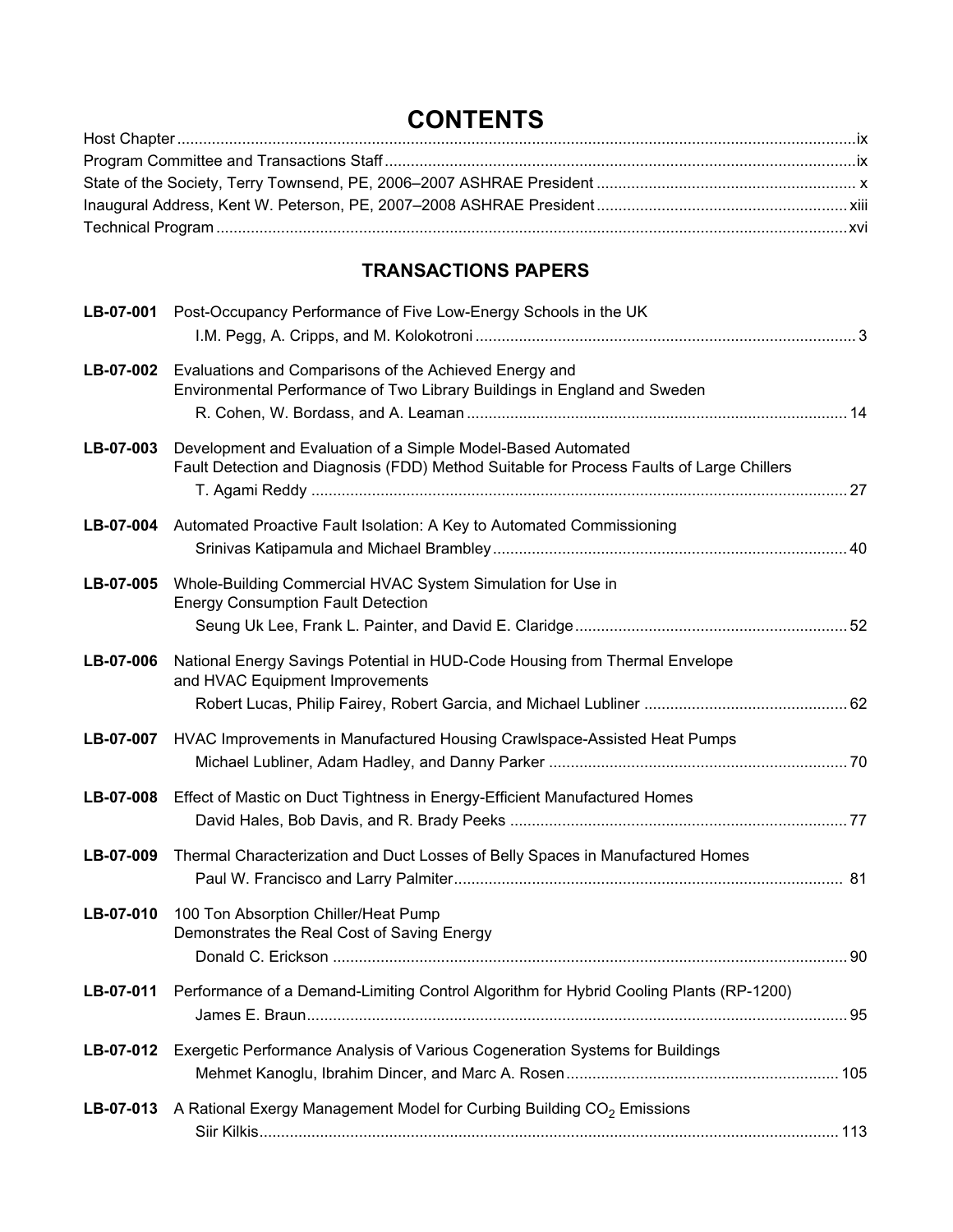# CONTENTS

Host Chapter ... ix

Program Committee and Transactions Staff ... ix

State of the Society, Terry Townsend, PE, 2006–2007 ASHRAE President ... x

Inaugural Address, Kent W. Peterson, PE, 2007–2008 ASHRAE President ... xiii

Technical Program ... xvi

## TRANSACTIONS PAPERS

**LB-07-001** Post-Occupancy Performance of Five Low-Energy Schools in the UK
I.M. Pegg, A. Cripps, and M. Kolokotroni ... 3

**LB-07-002** Evaluations and Comparisons of the Achieved Energy and Environmental Performance of Two Library Buildings in England and Sweden
R. Cohen, W. Bordass, and A. Leaman ... 14

**LB-07-003** Development and Evaluation of a Simple Model-Based Automated Fault Detection and Diagnosis (FDD) Method Suitable for Process Faults of Large Chillers
T. Agami Reddy ... 27

**LB-07-004** Automated Proactive Fault Isolation: A Key to Automated Commissioning
Srinivas Katipamula and Michael Brambley ... 40

**LB-07-005** Whole-Building Commercial HVAC System Simulation for Use in Energy Consumption Fault Detection
Seung Uk Lee, Frank L. Painter, and David E. Claridge ... 52

**LB-07-006** National Energy Savings Potential in HUD-Code Housing from Thermal Envelope and HVAC Equipment Improvements
Robert Lucas, Philip Fairey, Robert Garcia, and Michael Lubliner ... 62

**LB-07-007** HVAC Improvements in Manufactured Housing Crawlspace-Assisted Heat Pumps
Michael Lubliner, Adam Hadley, and Danny Parker ... 70

**LB-07-008** Effect of Mastic on Duct Tightness in Energy-Efficient Manufactured Homes
David Hales, Bob Davis, and R. Brady Peeks ... 77

**LB-07-009** Thermal Characterization and Duct Losses of Belly Spaces in Manufactured Homes
Paul W. Francisco and Larry Palmiter ... 81

**LB-07-010** 100 Ton Absorption Chiller/Heat Pump Demonstrates the Real Cost of Saving Energy
Donald C. Erickson ... 90

**LB-07-011** Performance of a Demand-Limiting Control Algorithm for Hybrid Cooling Plants (RP-1200)
James E. Braun ... 95

**LB-07-012** Exergetic Performance Analysis of Various Cogeneration Systems for Buildings
Mehmet Kanoglu, Ibrahim Dincer, and Marc A. Rosen ... 105

**LB-07-013** A Rational Exergy Management Model for Curbing Building $CO_2$ Emissions
Siir Kilkis ... 113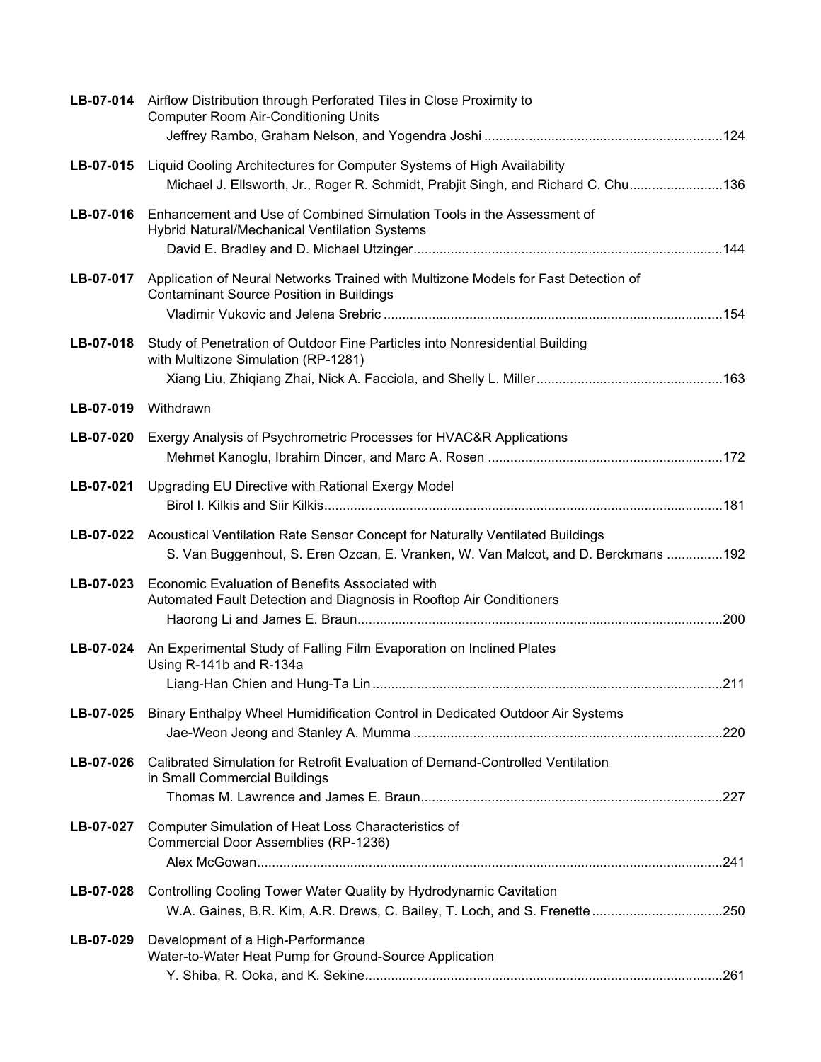**LB-07-014** Airflow Distribution through Perforated Tiles in Close Proximity to Computer Room Air-Conditioning Units
Jeffrey Rambo, Graham Nelson, and Yogendra Joshi ....................................................................124

**LB-07-015** Liquid Cooling Architectures for Computer Systems of High Availability
Michael J. Ellsworth, Jr., Roger R. Schmidt, Prabjit Singh, and Richard C. Chu.........................136

**LB-07-016** Enhancement and Use of Combined Simulation Tools in the Assessment of Hybrid Natural/Mechanical Ventilation Systems
David E. Bradley and D. Michael Utzinger..................................................................................144

**LB-07-017** Application of Neural Networks Trained with Multizone Models for Fast Detection of Contaminant Source Position in Buildings
Vladimir Vukovic and Jelena Srebric ..........................................................................................154

**LB-07-018** Study of Penetration of Outdoor Fine Particles into Nonresidential Building with Multizone Simulation (RP-1281)
Xiang Liu, Zhiqiang Zhai, Nick A. Facciola, and Shelly L. Miller.................................................163

**LB-07-019** Withdrawn

**LB-07-020** Exergy Analysis of Psychrometric Processes for HVAC&R Applications
Mehmet Kanoglu, Ibrahim Dincer, and Marc A. Rosen ..............................................................172

**LB-07-021** Upgrading EU Directive with Rational Exergy Model
Birol I. Kilkis and Siir Kilkis..........................................................................................................181

**LB-07-022** Acoustical Ventilation Rate Sensor Concept for Naturally Ventilated Buildings
S. Van Buggenhout, S. Eren Ozcan, E. Vranken, W. Van Malcot, and D. Berckmans ...............192

**LB-07-023** Economic Evaluation of Benefits Associated with Automated Fault Detection and Diagnosis in Rooftop Air Conditioners
Haorong Li and James E. Braun.................................................................................................200

**LB-07-024** An Experimental Study of Falling Film Evaporation on Inclined Plates Using R-141b and R-134a
Liang-Han Chien and Hung-Ta Lin.............................................................................................211

**LB-07-025** Binary Enthalpy Wheel Humidification Control in Dedicated Outdoor Air Systems
Jae-Weon Jeong and Stanley A. Mumma ..................................................................................220

**LB-07-026** Calibrated Simulation for Retrofit Evaluation of Demand-Controlled Ventilation in Small Commercial Buildings
Thomas M. Lawrence and James E. Braun................................................................................227

**LB-07-027** Computer Simulation of Heat Loss Characteristics of Commercial Door Assemblies (RP-1236)
Alex McGowan............................................................................................................................241

**LB-07-028** Controlling Cooling Tower Water Quality by Hydrodynamic Cavitation
W.A. Gaines, B.R. Kim, A.R. Drews, C. Bailey, T. Loch, and S. Frenette ...................................250

**LB-07-029** Development of a High-Performance Water-to-Water Heat Pump for Ground-Source Application
Y. Shiba, R. Ooka, and K. Sekine...............................................................................................261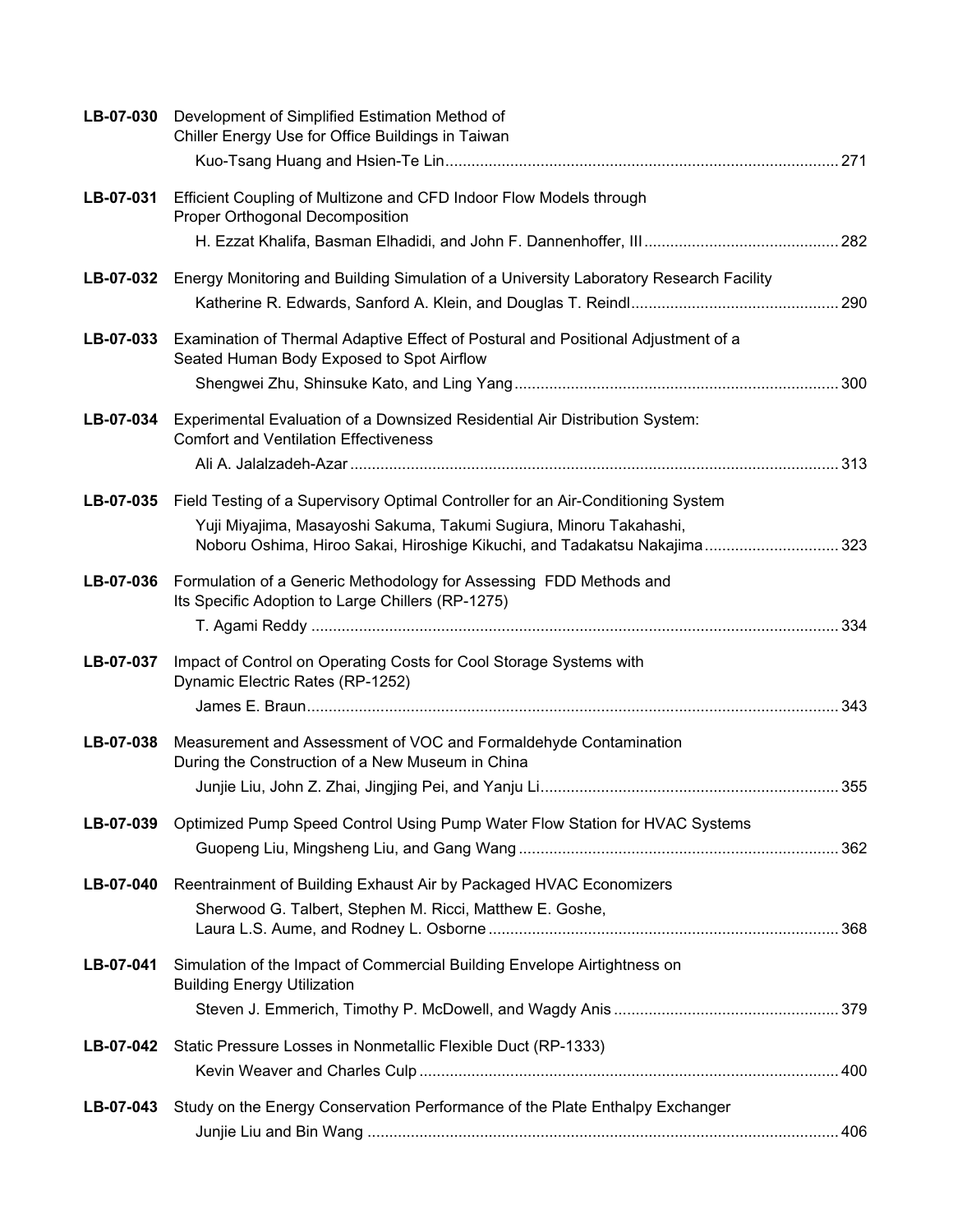**LB-07-030** Development of Simplified Estimation Method of Chiller Energy Use for Office Buildings in Taiwan
Kuo-Tsang Huang and Hsien-Te Lin .......... 271

**LB-07-031** Efficient Coupling of Multizone and CFD Indoor Flow Models through Proper Orthogonal Decomposition
H. Ezzat Khalifa, Basman Elhadidi, and John F. Dannenhoffer, III .......... 282

**LB-07-032** Energy Monitoring and Building Simulation of a University Laboratory Research Facility
Katherine R. Edwards, Sanford A. Klein, and Douglas T. Reindl .......... 290

**LB-07-033** Examination of Thermal Adaptive Effect of Postural and Positional Adjustment of a Seated Human Body Exposed to Spot Airflow
Shengwei Zhu, Shinsuke Kato, and Ling Yang .......... 300

**LB-07-034** Experimental Evaluation of a Downsized Residential Air Distribution System: Comfort and Ventilation Effectiveness
Ali A. Jalalzadeh-Azar .......... 313

**LB-07-035** Field Testing of a Supervisory Optimal Controller for an Air-Conditioning System
Yuji Miyajima, Masayoshi Sakuma, Takumi Sugiura, Minoru Takahashi, Noboru Oshima, Hiroo Sakai, Hiroshige Kikuchi, and Tadakatsu Nakajima .......... 323

**LB-07-036** Formulation of a Generic Methodology for Assessing FDD Methods and Its Specific Adoption to Large Chillers (RP-1275)
T. Agami Reddy .......... 334

**LB-07-037** Impact of Control on Operating Costs for Cool Storage Systems with Dynamic Electric Rates (RP-1252)
James E. Braun .......... 343

**LB-07-038** Measurement and Assessment of VOC and Formaldehyde Contamination During the Construction of a New Museum in China
Junjie Liu, John Z. Zhai, Jingjing Pei, and Yanju Li .......... 355

**LB-07-039** Optimized Pump Speed Control Using Pump Water Flow Station for HVAC Systems
Guopeng Liu, Mingsheng Liu, and Gang Wang .......... 362

**LB-07-040** Reentrainment of Building Exhaust Air by Packaged HVAC Economizers
Sherwood G. Talbert, Stephen M. Ricci, Matthew E. Goshe, Laura L.S. Aume, and Rodney L. Osborne .......... 368

**LB-07-041** Simulation of the Impact of Commercial Building Envelope Airtightness on Building Energy Utilization
Steven J. Emmerich, Timothy P. McDowell, and Wagdy Anis .......... 379

**LB-07-042** Static Pressure Losses in Nonmetallic Flexible Duct (RP-1333)
Kevin Weaver and Charles Culp .......... 400

**LB-07-043** Study on the Energy Conservation Performance of the Plate Enthalpy Exchanger
Junjie Liu and Bin Wang .......... 406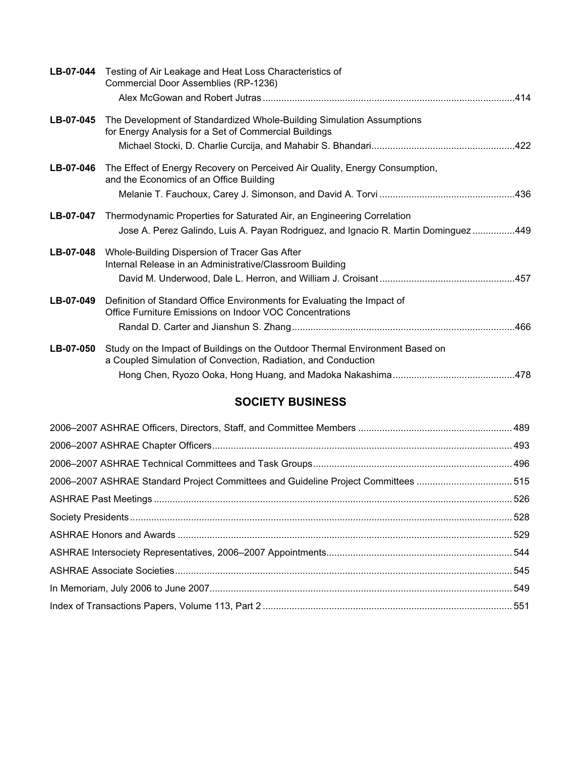**LB-07-044** Testing of Air Leakage and Heat Loss Characteristics of Commercial Door Assemblies (RP-1236)
Alex McGowan and Robert Jutras ....................414

**LB-07-045** The Development of Standardized Whole-Building Simulation Assumptions for Energy Analysis for a Set of Commercial Buildings
Michael Stocki, D. Charlie Curcija, and Mahabir S. Bhandari ....................422

**LB-07-046** The Effect of Energy Recovery on Perceived Air Quality, Energy Consumption, and the Economics of an Office Building
Melanie T. Fauchoux, Carey J. Simonson, and David A. Torvi ....................436

**LB-07-047** Thermodynamic Properties for Saturated Air, an Engineering Correlation
Jose A. Perez Galindo, Luis A. Payan Rodriguez, and Ignacio R. Martin Dominguez ....................449

**LB-07-048** Whole-Building Dispersion of Tracer Gas After Internal Release in an Administrative/Classroom Building
David M. Underwood, Dale L. Herron, and William J. Croisant ....................457

**LB-07-049** Definition of Standard Office Environments for Evaluating the Impact of Office Furniture Emissions on Indoor VOC Concentrations
Randal D. Carter and Jianshun S. Zhang ....................466

**LB-07-050** Study on the Impact of Buildings on the Outdoor Thermal Environment Based on a Coupled Simulation of Convection, Radiation, and Conduction
Hong Chen, Ryozo Ooka, Hong Huang, and Madoka Nakashima ....................478

## SOCIETY BUSINESS

2006–2007 ASHRAE Officers, Directors, Staff, and Committee Members ....................489

2006–2007 ASHRAE Chapter Officers ....................493

2006–2007 ASHRAE Technical Committees and Task Groups ....................496

2006–2007 ASHRAE Standard Project Committees and Guideline Project Committees ....................515

ASHRAE Past Meetings ....................526

Society Presidents ....................528

ASHRAE Honors and Awards ....................529

ASHRAE Intersociety Representatives, 2006–2007 Appointments ....................544

ASHRAE Associate Societies ....................545

In Memoriam, July 2006 to June 2007 ....................549

Index of Transactions Papers, Volume 113, Part 2 ....................551